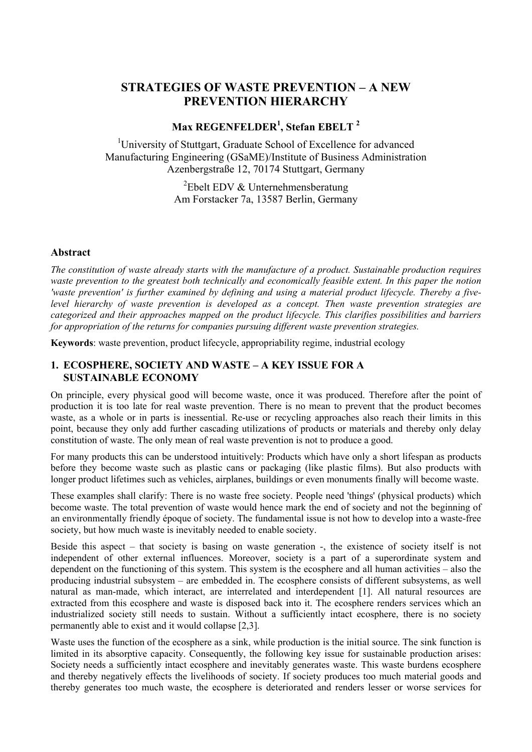# STRATEGIES OF WASTE PREVENTION – A NEW PREVENTION HIERARCHY

**Max REGENFELDER[1], Stefan EBELT [2]**

[1]University of Stuttgart, Graduate School of Excellence for advanced Manufacturing Engineering (GSaME)/Institute of Business Administration Azenbergstraße 12, 70174 Stuttgart, Germany

[2]Ebelt EDV & Unternehmensberatung Am Forstacker 7a, 13587 Berlin, Germany

## Abstract

*The constitution of waste already starts with the manufacture of a product. Sustainable production requires waste prevention to the greatest both technically and economically feasible extent. In this paper the notion 'waste prevention' is further examined by defining and using a material product lifecycle. Thereby a five-level hierarchy of waste prevention is developed as a concept. Then waste prevention strategies are categorized and their approaches mapped on the product lifecycle. This clarifies possibilities and barriers for appropriation of the returns for companies pursuing different waste prevention strategies.*

**Keywords**: waste prevention, product lifecycle, appropriability regime, industrial ecology

## 1. ECOSPHERE, SOCIETY AND WASTE – A KEY ISSUE FOR A SUSTAINABLE ECONOMY

On principle, every physical good will become waste, once it was produced. Therefore after the point of production it is too late for real waste prevention. There is no mean to prevent that the product becomes waste, as a whole or in parts is inessential. Re-use or recycling approaches also reach their limits in this point, because they only add further cascading utilizations of products or materials and thereby only delay constitution of waste. The only mean of real waste prevention is not to produce a good.

For many products this can be understood intuitively: Products which have only a short lifespan as products before they become waste such as plastic cans or packaging (like plastic films). But also products with longer product lifetimes such as vehicles, airplanes, buildings or even monuments finally will become waste.

These examples shall clarify: There is no waste free society. People need 'things' (physical products) which become waste. The total prevention of waste would hence mark the end of society and not the beginning of an environmentally friendly époque of society. The fundamental issue is not how to develop into a waste-free society, but how much waste is inevitably needed to enable society.

Beside this aspect – that society is basing on waste generation -, the existence of society itself is not independent of other external influences. Moreover, society is a part of a superordinate system and dependent on the functioning of this system. This system is the ecosphere and all human activities – also the producing industrial subsystem – are embedded in. The ecosphere consists of different subsystems, as well natural as man-made, which interact, are interrelated and interdependent [1]. All natural resources are extracted from this ecosphere and waste is disposed back into it. The ecosphere renders services which an industrialized society still needs to sustain. Without a sufficiently intact ecosphere, there is no society permanently able to exist and it would collapse [2,3].

Waste uses the function of the ecosphere as a sink, while production is the initial source. The sink function is limited in its absorptive capacity. Consequently, the following key issue for sustainable production arises: Society needs a sufficiently intact ecosphere and inevitably generates waste. This waste burdens ecosphere and thereby negatively effects the livelihoods of society. If society produces too much material goods and thereby generates too much waste, the ecosphere is deteriorated and renders lesser or worse services for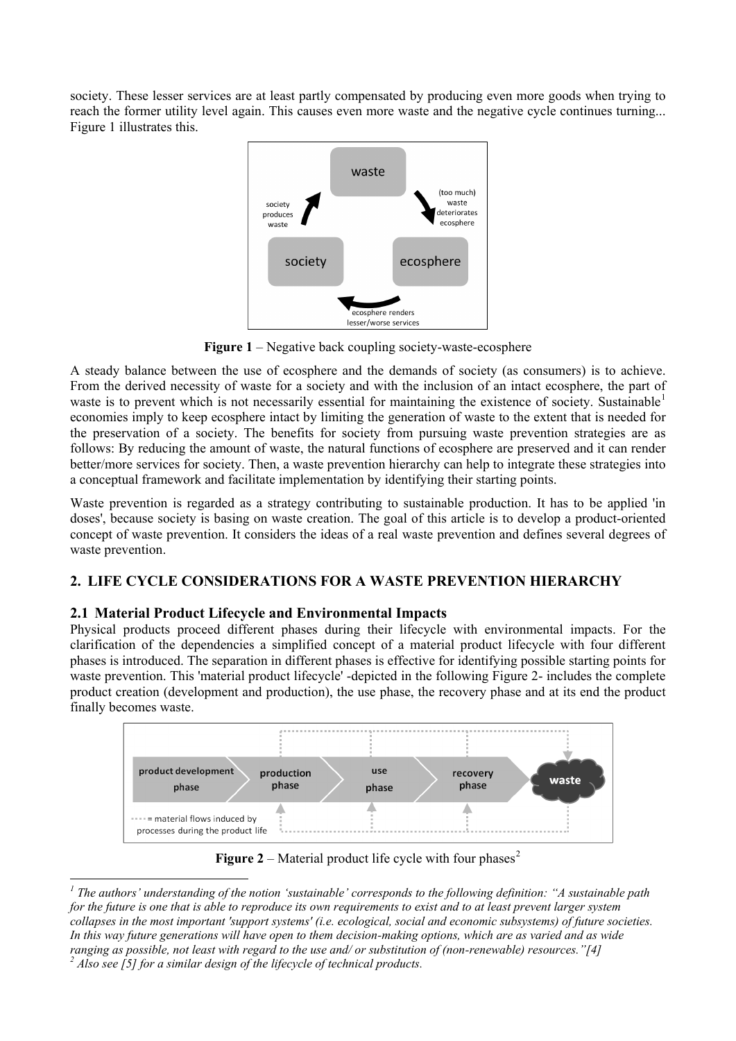society. These lesser services are at least partly compensated by producing even more goods when trying to reach the former utility level again. This causes even more waste and the negative cycle continues turning... Figure 1 illustrates this.

**Figure 1** – Negative back coupling society-waste-ecosphere

A steady balance between the use of ecosphere and the demands of society (as consumers) is to achieve. From the derived necessity of waste for a society and with the inclusion of an intact ecosphere, the part of waste is to prevent which is not necessarily essential for maintaining the existence of society. Sustainable[1] economies imply to keep ecosphere intact by limiting the generation of waste to the extent that is needed for the preservation of a society. The benefits for society from pursuing waste prevention strategies are as follows: By reducing the amount of waste, the natural functions of ecosphere are preserved and it can render better/more services for society. Then, a waste prevention hierarchy can help to integrate these strategies into a conceptual framework and facilitate implementation by identifying their starting points.

Waste prevention is regarded as a strategy contributing to sustainable production. It has to be applied 'in doses', because society is basing on waste creation. The goal of this article is to develop a product-oriented concept of waste prevention. It considers the ideas of a real waste prevention and defines several degrees of waste prevention.

## 2. LIFE CYCLE CONSIDERATIONS FOR A WASTE PREVENTION HIERARCHY

### 2.1 Material Product Lifecycle and Environmental Impacts

Physical products proceed different phases during their lifecycle with environmental impacts. For the clarification of the dependencies a simplified concept of a material product lifecycle with four different phases is introduced. The separation in different phases is effective for identifying possible starting points for waste prevention. This 'material product lifecycle' -depicted in the following Figure 2- includes the complete product creation (development and production), the use phase, the recovery phase and at its end the product finally becomes waste.

**Figure 2** – Material product life cycle with four phases[2]

---

[1] *The authors' understanding of the notion 'sustainable' corresponds to the following definition: "A sustainable path for the future is one that is able to reproduce its own requirements to exist and to at least prevent larger system collapses in the most important 'support systems' (i.e. ecological, social and economic subsystems) of future societies. In this way future generations will have open to them decision-making options, which are as varied and as wide ranging as possible, not least with regard to the use and/ or substitution of (non-renewable) resources."[4]*

[2] *Also see [5] for a similar design of the lifecycle of technical products.*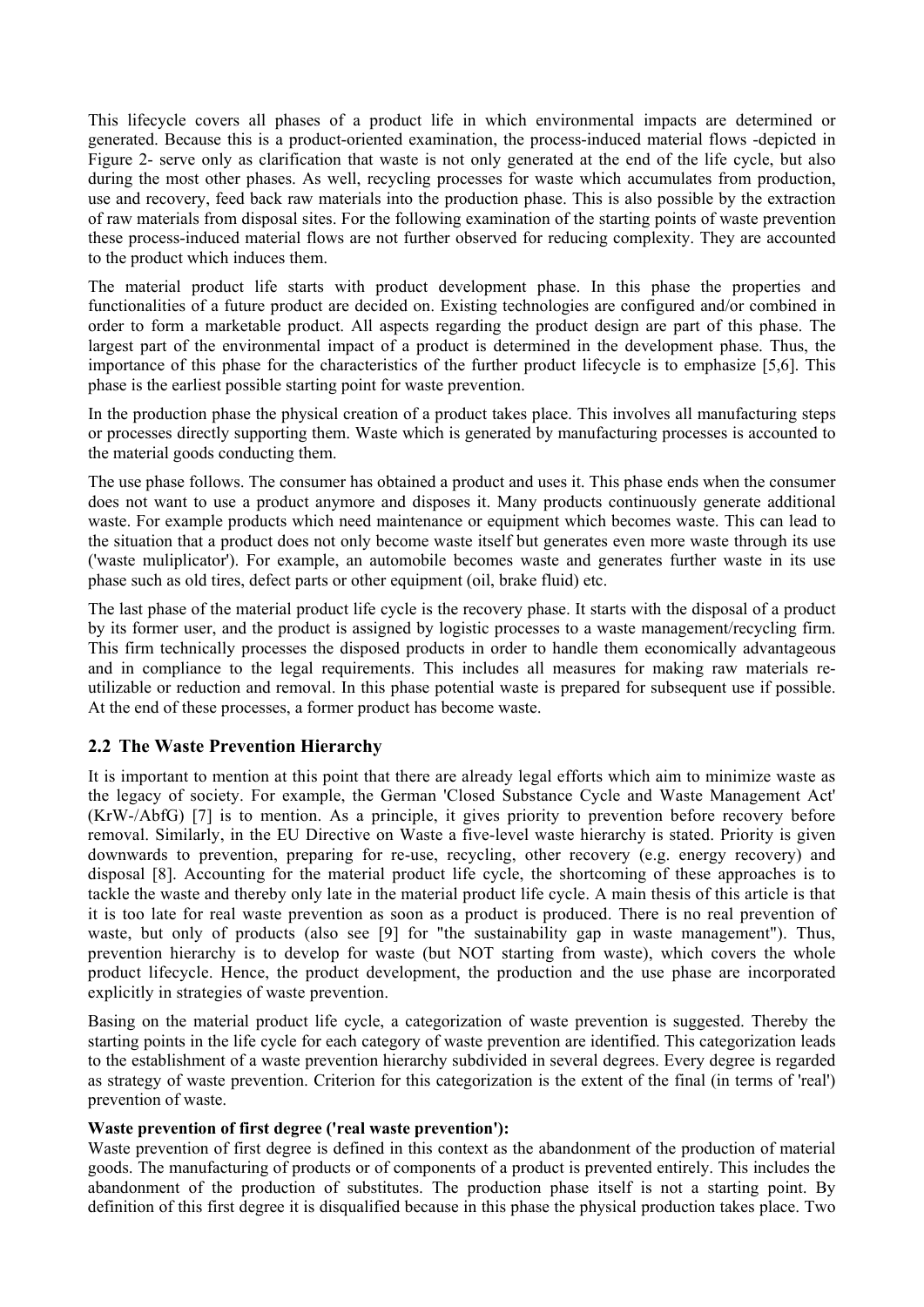This lifecycle covers all phases of a product life in which environmental impacts are determined or generated. Because this is a product-oriented examination, the process-induced material flows -depicted in Figure 2- serve only as clarification that waste is not only generated at the end of the life cycle, but also during the most other phases. As well, recycling processes for waste which accumulates from production, use and recovery, feed back raw materials into the production phase. This is also possible by the extraction of raw materials from disposal sites. For the following examination of the starting points of waste prevention these process-induced material flows are not further observed for reducing complexity. They are accounted to the product which induces them.

The material product life starts with product development phase. In this phase the properties and functionalities of a future product are decided on. Existing technologies are configured and/or combined in order to form a marketable product. All aspects regarding the product design are part of this phase. The largest part of the environmental impact of a product is determined in the development phase. Thus, the importance of this phase for the characteristics of the further product lifecycle is to emphasize [5,6]. This phase is the earliest possible starting point for waste prevention.

In the production phase the physical creation of a product takes place. This involves all manufacturing steps or processes directly supporting them. Waste which is generated by manufacturing processes is accounted to the material goods conducting them.

The use phase follows. The consumer has obtained a product and uses it. This phase ends when the consumer does not want to use a product anymore and disposes it. Many products continuously generate additional waste. For example products which need maintenance or equipment which becomes waste. This can lead to the situation that a product does not only become waste itself but generates even more waste through its use ('waste muliplicator'). For example, an automobile becomes waste and generates further waste in its use phase such as old tires, defect parts or other equipment (oil, brake fluid) etc.

The last phase of the material product life cycle is the recovery phase. It starts with the disposal of a product by its former user, and the product is assigned by logistic processes to a waste management/recycling firm. This firm technically processes the disposed products in order to handle them economically advantageous and in compliance to the legal requirements. This includes all measures for making raw materials re-utilizable or reduction and removal. In this phase potential waste is prepared for subsequent use if possible. At the end of these processes, a former product has become waste.

## 2.2 The Waste Prevention Hierarchy

It is important to mention at this point that there are already legal efforts which aim to minimize waste as the legacy of society. For example, the German 'Closed Substance Cycle and Waste Management Act' (KrW-/AbfG) [7] is to mention. As a principle, it gives priority to prevention before recovery before removal. Similarly, in the EU Directive on Waste a five-level waste hierarchy is stated. Priority is given downwards to prevention, preparing for re-use, recycling, other recovery (e.g. energy recovery) and disposal [8]. Accounting for the material product life cycle, the shortcoming of these approaches is to tackle the waste and thereby only late in the material product life cycle. A main thesis of this article is that it is too late for real waste prevention as soon as a product is produced. There is no real prevention of waste, but only of products (also see [9] for "the sustainability gap in waste management"). Thus, prevention hierarchy is to develop for waste (but NOT starting from waste), which covers the whole product lifecycle. Hence, the product development, the production and the use phase are incorporated explicitly in strategies of waste prevention.

Basing on the material product life cycle, a categorization of waste prevention is suggested. Thereby the starting points in the life cycle for each category of waste prevention are identified. This categorization leads to the establishment of a waste prevention hierarchy subdivided in several degrees. Every degree is regarded as strategy of waste prevention. Criterion for this categorization is the extent of the final (in terms of 'real') prevention of waste.

**Waste prevention of first degree ('real waste prevention'):**
Waste prevention of first degree is defined in this context as the abandonment of the production of material goods. The manufacturing of products or of components of a product is prevented entirely. This includes the abandonment of the production of substitutes. The production phase itself is not a starting point. By definition of this first degree it is disqualified because in this phase the physical production takes place. Two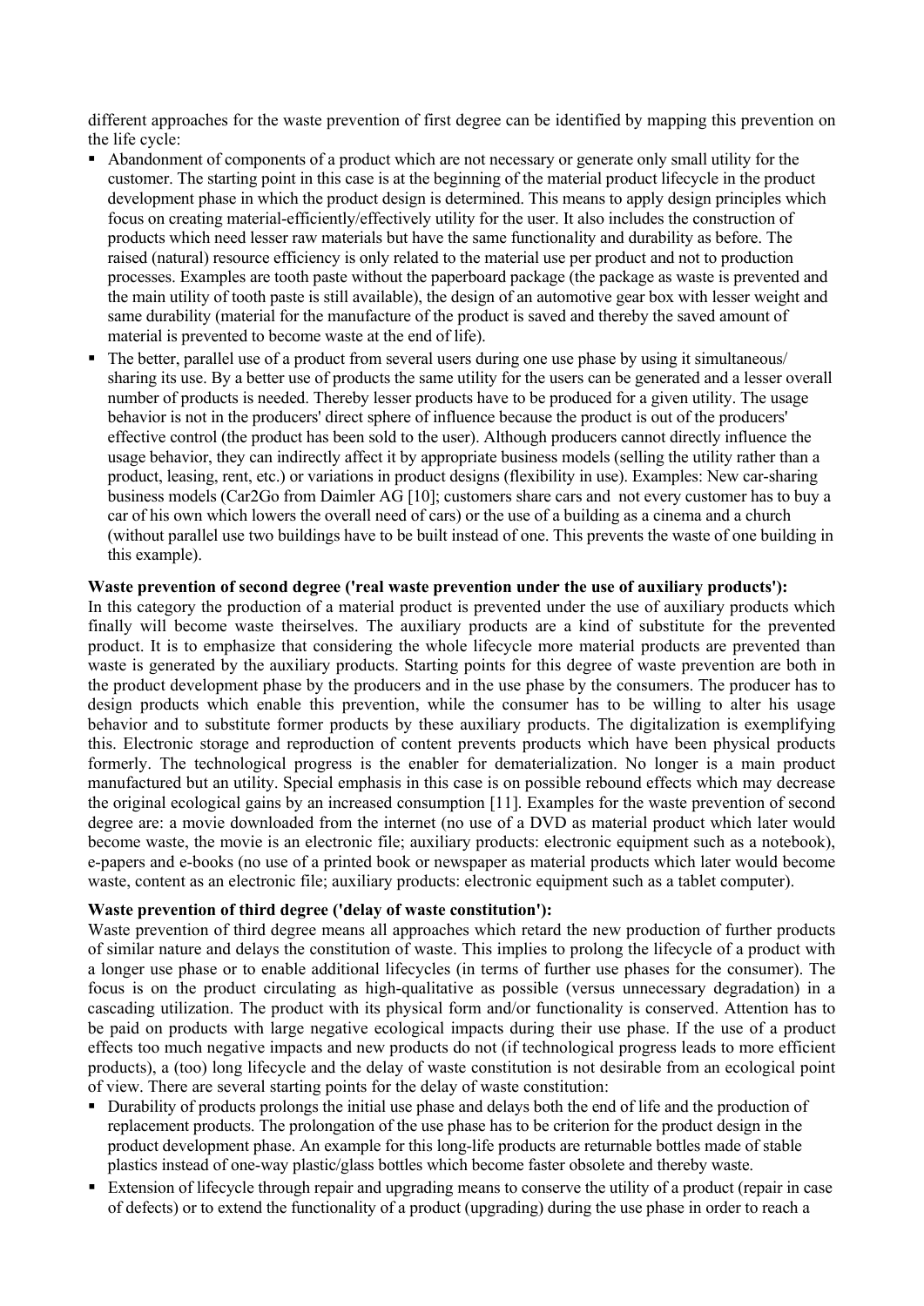different approaches for the waste prevention of first degree can be identified by mapping this prevention on the life cycle:

- Abandonment of components of a product which are not necessary or generate only small utility for the customer. The starting point in this case is at the beginning of the material product lifecycle in the product development phase in which the product design is determined. This means to apply design principles which focus on creating material-efficiently/effectively utility for the user. It also includes the construction of products which need lesser raw materials but have the same functionality and durability as before. The raised (natural) resource efficiency is only related to the material use per product and not to production processes. Examples are tooth paste without the paperboard package (the package as waste is prevented and the main utility of tooth paste is still available), the design of an automotive gear box with lesser weight and same durability (material for the manufacture of the product is saved and thereby the saved amount of material is prevented to become waste at the end of life).
- The better, parallel use of a product from several users during one use phase by using it simultaneous/ sharing its use. By a better use of products the same utility for the users can be generated and a lesser overall number of products is needed. Thereby lesser products have to be produced for a given utility. The usage behavior is not in the producers' direct sphere of influence because the product is out of the producers' effective control (the product has been sold to the user). Although producers cannot directly influence the usage behavior, they can indirectly affect it by appropriate business models (selling the utility rather than a product, leasing, rent, etc.) or variations in product designs (flexibility in use). Examples: New car-sharing business models (Car2Go from Daimler AG [10]; customers share cars and not every customer has to buy a car of his own which lowers the overall need of cars) or the use of a building as a cinema and a church (without parallel use two buildings have to be built instead of one. This prevents the waste of one building in this example).

**Waste prevention of second degree ('real waste prevention under the use of auxiliary products'):**
In this category the production of a material product is prevented under the use of auxiliary products which finally will become waste theirselves. The auxiliary products are a kind of substitute for the prevented product. It is to emphasize that considering the whole lifecycle more material products are prevented than waste is generated by the auxiliary products. Starting points for this degree of waste prevention are both in the product development phase by the producers and in the use phase by the consumers. The producer has to design products which enable this prevention, while the consumer has to be willing to alter his usage behavior and to substitute former products by these auxiliary products. The digitalization is exemplifying this. Electronic storage and reproduction of content prevents products which have been physical products formerly. The technological progress is the enabler for dematerialization. No longer is a main product manufactured but an utility. Special emphasis in this case is on possible rebound effects which may decrease the original ecological gains by an increased consumption [11]. Examples for the waste prevention of second degree are: a movie downloaded from the internet (no use of a DVD as material product which later would become waste, the movie is an electronic file; auxiliary products: electronic equipment such as a notebook), e-papers and e-books (no use of a printed book or newspaper as material products which later would become waste, content as an electronic file; auxiliary products: electronic equipment such as a tablet computer).

**Waste prevention of third degree ('delay of waste constitution'):**
Waste prevention of third degree means all approaches which retard the new production of further products of similar nature and delays the constitution of waste. This implies to prolong the lifecycle of a product with a longer use phase or to enable additional lifecycles (in terms of further use phases for the consumer). The focus is on the product circulating as high-qualitative as possible (versus unnecessary degradation) in a cascading utilization. The product with its physical form and/or functionality is conserved. Attention has to be paid on products with large negative ecological impacts during their use phase. If the use of a product effects too much negative impacts and new products do not (if technological progress leads to more efficient products), a (too) long lifecycle and the delay of waste constitution is not desirable from an ecological point of view. There are several starting points for the delay of waste constitution:

- Durability of products prolongs the initial use phase and delays both the end of life and the production of replacement products. The prolongation of the use phase has to be criterion for the product design in the product development phase. An example for this long-life products are returnable bottles made of stable plastics instead of one-way plastic/glass bottles which become faster obsolete and thereby waste.
- Extension of lifecycle through repair and upgrading means to conserve the utility of a product (repair in case of defects) or to extend the functionality of a product (upgrading) during the use phase in order to reach a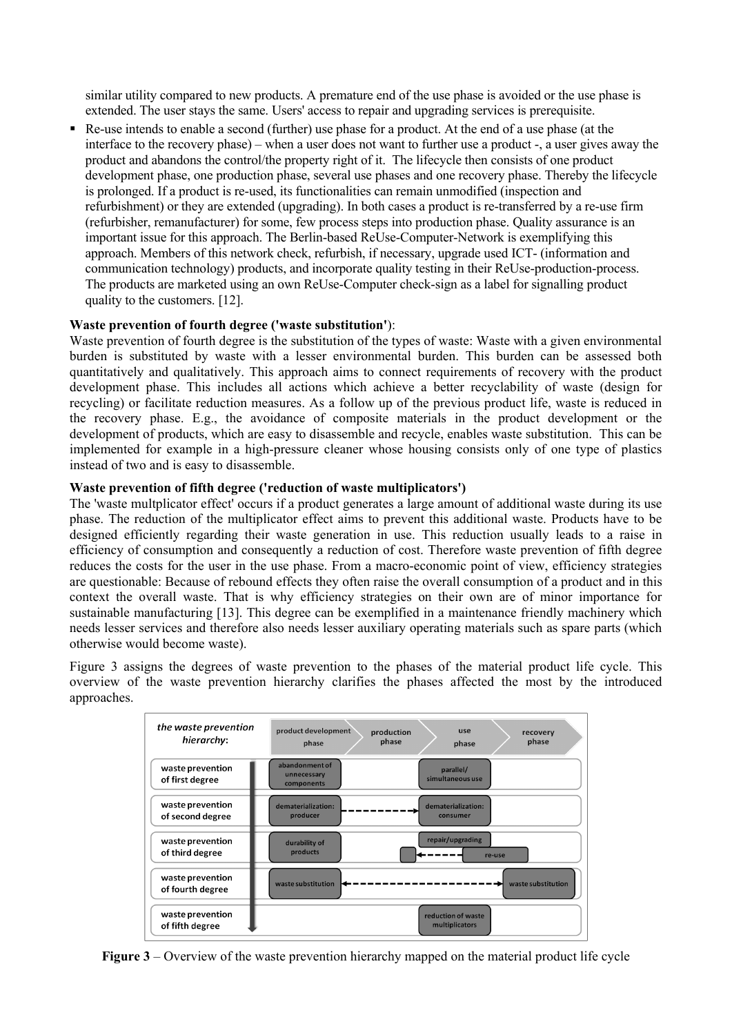similar utility compared to new products. A premature end of the use phase is avoided or the use phase is extended. The user stays the same. Users' access to repair and upgrading services is prerequisite.

- Re-use intends to enable a second (further) use phase for a product. At the end of a use phase (at the interface to the recovery phase) – when a user does not want to further use a product -, a user gives away the product and abandons the control/the property right of it. The lifecycle then consists of one product development phase, one production phase, several use phases and one recovery phase. Thereby the lifecycle is prolonged. If a product is re-used, its functionalities can remain unmodified (inspection and refurbishment) or they are extended (upgrading). In both cases a product is re-transferred by a re-use firm (refurbisher, remanufacturer) for some, few process steps into production phase. Quality assurance is an important issue for this approach. The Berlin-based ReUse-Computer-Network is exemplifying this approach. Members of this network check, refurbish, if necessary, upgrade used ICT- (information and communication technology) products, and incorporate quality testing in their ReUse-production-process. The products are marketed using an own ReUse-Computer check-sign as a label for signalling product quality to the customers. [12].

**Waste prevention of fourth degree ('waste substitution')**:

Waste prevention of fourth degree is the substitution of the types of waste: Waste with a given environmental burden is substituted by waste with a lesser environmental burden. This burden can be assessed both quantitatively and qualitatively. This approach aims to connect requirements of recovery with the product development phase. This includes all actions which achieve a better recyclability of waste (design for recycling) or facilitate reduction measures. As a follow up of the previous product life, waste is reduced in the recovery phase. E.g., the avoidance of composite materials in the product development or the development of products, which are easy to disassemble and recycle, enables waste substitution. This can be implemented for example in a high-pressure cleaner whose housing consists only of one type of plastics instead of two and is easy to disassemble.

**Waste prevention of fifth degree ('reduction of waste multiplicators')**

The 'waste multplicator effect' occurs if a product generates a large amount of additional waste during its use phase. The reduction of the multiplicator effect aims to prevent this additional waste. Products have to be designed efficiently regarding their waste generation in use. This reduction usually leads to a raise in efficiency of consumption and consequently a reduction of cost. Therefore waste prevention of fifth degree reduces the costs for the user in the use phase. From a macro-economic point of view, efficiency strategies are questionable: Because of rebound effects they often raise the overall consumption of a product and in this context the overall waste. That is why efficiency strategies on their own are of minor importance for sustainable manufacturing [13]. This degree can be exemplified in a maintenance friendly machinery which needs lesser services and therefore also needs lesser auxiliary operating materials such as spare parts (which otherwise would become waste).

Figure 3 assigns the degrees of waste prevention to the phases of the material product life cycle. This overview of the waste prevention hierarchy clarifies the phases affected the most by the introduced approaches.

| *the waste prevention hierarchy*: | product development phase | production phase | use phase | recovery phase |
|---|---|---|---|---|
| waste prevention of first degree | abandonment of unnecessary components | | parallel/ simultaneous use | |
| waste prevention of second degree | dematerialization: producer | | dematerialization: consumer | |
| waste prevention of third degree | durability of products | | repair/upgrading; re-use | |
| waste prevention of fourth degree | waste substitution | | | waste substitution |
| waste prevention of fifth degree | | | reduction of waste multiplicators | |

**Figure 3** – Overview of the waste prevention hierarchy mapped on the material product life cycle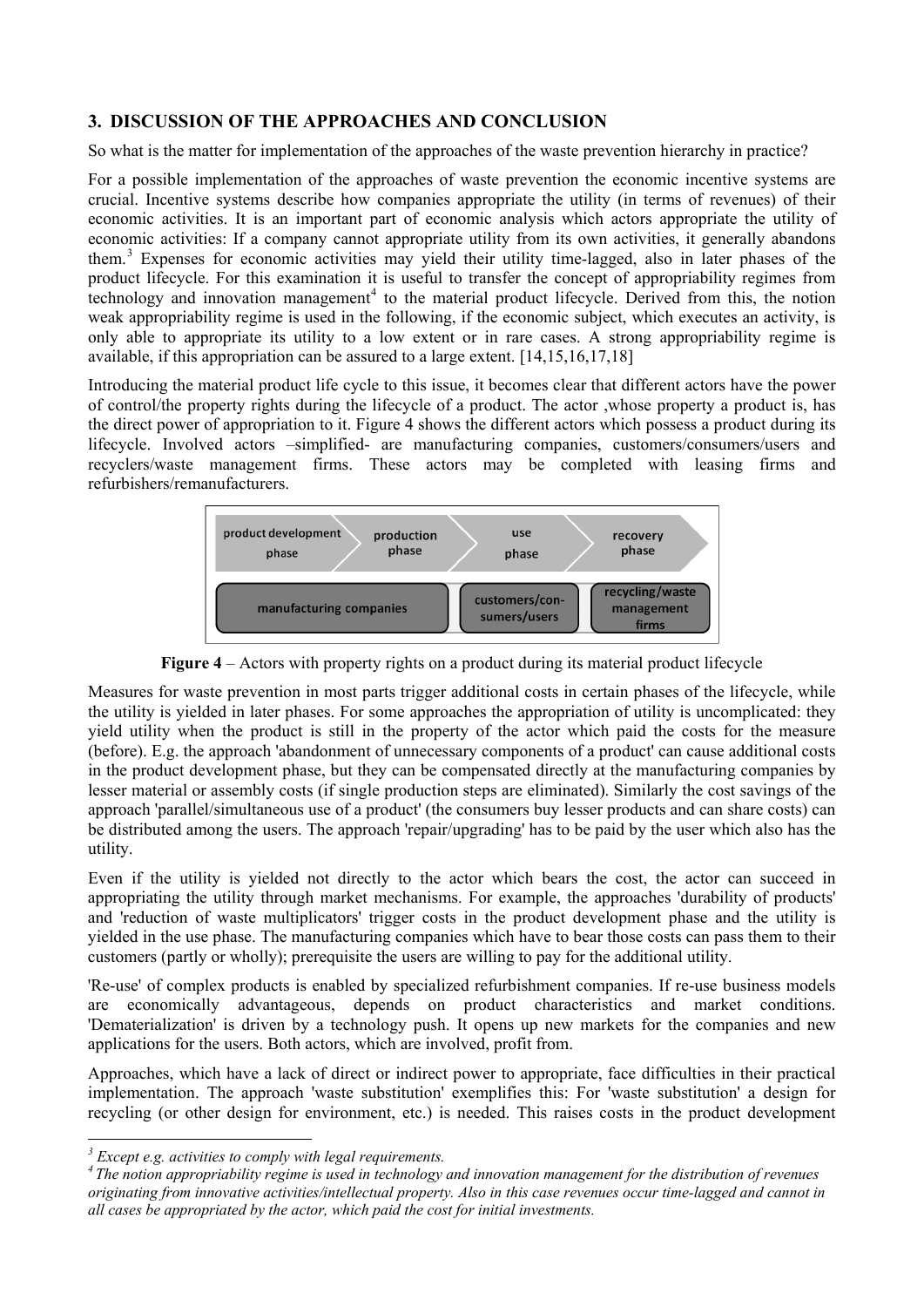## 3. DISCUSSION OF THE APPROACHES AND CONCLUSION

So what is the matter for implementation of the approaches of the waste prevention hierarchy in practice?

For a possible implementation of the approaches of waste prevention the economic incentive systems are crucial. Incentive systems describe how companies appropriate the utility (in terms of revenues) of their economic activities. It is an important part of economic analysis which actors appropriate the utility of economic activities: If a company cannot appropriate utility from its own activities, it generally abandons them.[3] Expenses for economic activities may yield their utility time-lagged, also in later phases of the product lifecycle. For this examination it is useful to transfer the concept of appropriability regimes from technology and innovation management[4] to the material product lifecycle. Derived from this, the notion weak appropriability regime is used in the following, if the economic subject, which executes an activity, is only able to appropriate its utility to a low extent or in rare cases. A strong appropriability regime is available, if this appropriation can be assured to a large extent. [14,15,16,17,18]

Introducing the material product life cycle to this issue, it becomes clear that different actors have the power of control/the property rights during the lifecycle of a product. The actor ,whose property a product is, has the direct power of appropriation to it. Figure 4 shows the different actors which possess a product during its lifecycle. Involved actors –simplified- are manufacturing companies, customers/consumers/users and recyclers/waste management firms. These actors may be completed with leasing firms and refurbishers/remanufacturers.

| product development phase | production phase | use phase | recovery phase |
|---|---|---|---|
| manufacturing companies | | customers/consumers/users | recycling/waste management firms |

**Figure 4** – Actors with property rights on a product during its material product lifecycle

Measures for waste prevention in most parts trigger additional costs in certain phases of the lifecycle, while the utility is yielded in later phases. For some approaches the appropriation of utility is uncomplicated: they yield utility when the product is still in the property of the actor which paid the costs for the measure (before). E.g. the approach 'abandonment of unnecessary components of a product' can cause additional costs in the product development phase, but they can be compensated directly at the manufacturing companies by lesser material or assembly costs (if single production steps are eliminated). Similarly the cost savings of the approach 'parallel/simultaneous use of a product' (the consumers buy lesser products and can share costs) can be distributed among the users. The approach 'repair/upgrading' has to be paid by the user which also has the utility.

Even if the utility is yielded not directly to the actor which bears the cost, the actor can succeed in appropriating the utility through market mechanisms. For example, the approaches 'durability of products' and 'reduction of waste multiplicators' trigger costs in the product development phase and the utility is yielded in the use phase. The manufacturing companies which have to bear those costs can pass them to their customers (partly or wholly); prerequisite the users are willing to pay for the additional utility.

'Re-use' of complex products is enabled by specialized refurbishment companies. If re-use business models are economically advantageous, depends on product characteristics and market conditions. 'Dematerialization' is driven by a technology push. It opens up new markets for the companies and new applications for the users. Both actors, which are involved, profit from.

Approaches, which have a lack of direct or indirect power to appropriate, face difficulties in their practical implementation. The approach 'waste substitution' exemplifies this: For 'waste substitution' a design for recycling (or other design for environment, etc.) is needed. This raises costs in the product development

---

[3] *Except e.g. activities to comply with legal requirements.*

[4] *The notion appropriability regime is used in technology and innovation management for the distribution of revenues originating from innovative activities/intellectual property. Also in this case revenues occur time-lagged and cannot in all cases be appropriated by the actor, which paid the cost for initial investments.*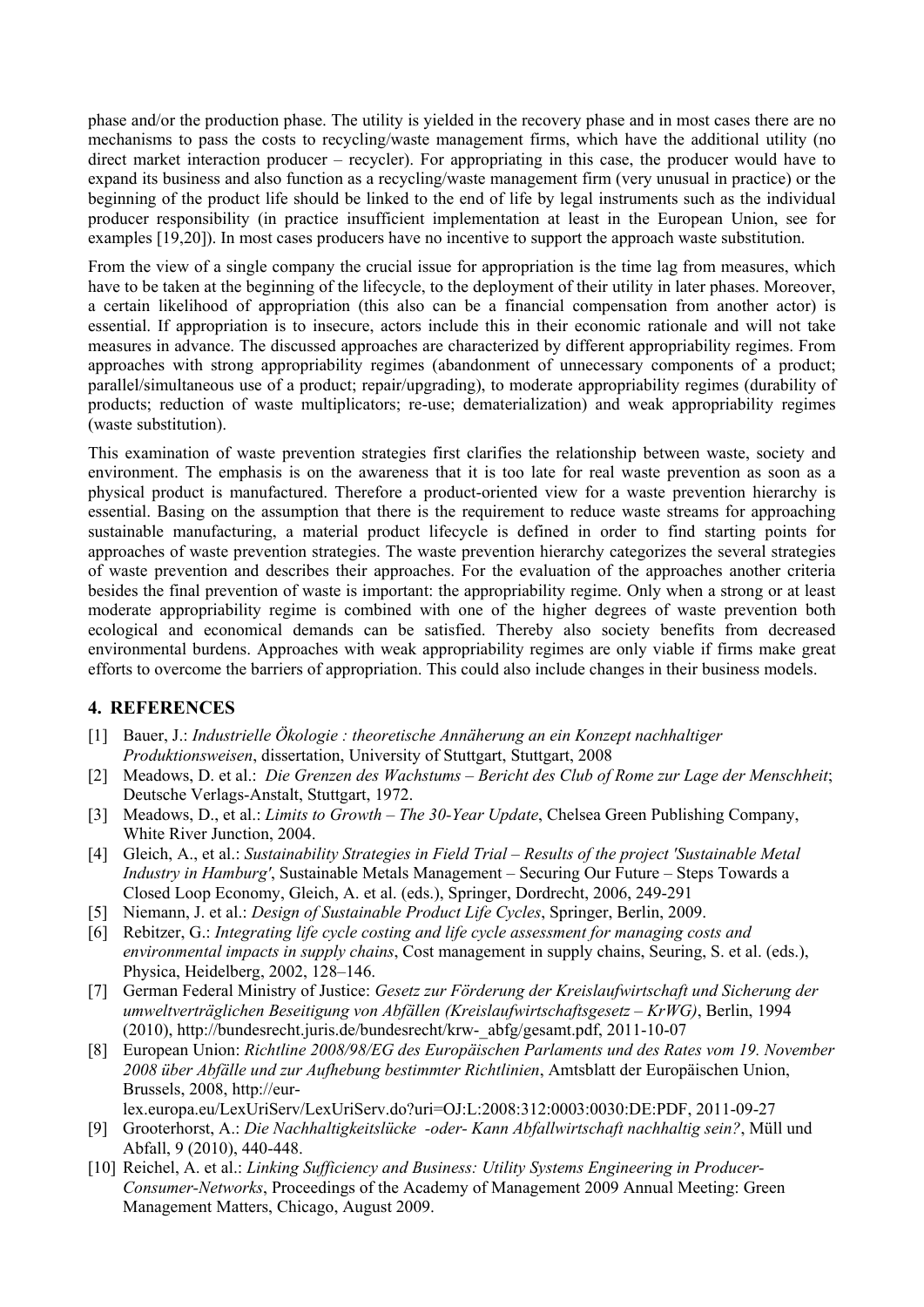phase and/or the production phase. The utility is yielded in the recovery phase and in most cases there are no mechanisms to pass the costs to recycling/waste management firms, which have the additional utility (no direct market interaction producer – recycler). For appropriating in this case, the producer would have to expand its business and also function as a recycling/waste management firm (very unusual in practice) or the beginning of the product life should be linked to the end of life by legal instruments such as the individual producer responsibility (in practice insufficient implementation at least in the European Union, see for examples [19,20]). In most cases producers have no incentive to support the approach waste substitution.

From the view of a single company the crucial issue for appropriation is the time lag from measures, which have to be taken at the beginning of the lifecycle, to the deployment of their utility in later phases. Moreover, a certain likelihood of appropriation (this also can be a financial compensation from another actor) is essential. If appropriation is to insecure, actors include this in their economic rationale and will not take measures in advance. The discussed approaches are characterized by different appropriability regimes. From approaches with strong appropriability regimes (abandonment of unnecessary components of a product; parallel/simultaneous use of a product; repair/upgrading), to moderate appropriability regimes (durability of products; reduction of waste multiplicators; re-use; dematerialization) and weak appropriability regimes (waste substitution).

This examination of waste prevention strategies first clarifies the relationship between waste, society and environment. The emphasis is on the awareness that it is too late for real waste prevention as soon as a physical product is manufactured. Therefore a product-oriented view for a waste prevention hierarchy is essential. Basing on the assumption that there is the requirement to reduce waste streams for approaching sustainable manufacturing, a material product lifecycle is defined in order to find starting points for approaches of waste prevention strategies. The waste prevention hierarchy categorizes the several strategies of waste prevention and describes their approaches. For the evaluation of the approaches another criteria besides the final prevention of waste is important: the appropriability regime. Only when a strong or at least moderate appropriability regime is combined with one of the higher degrees of waste prevention both ecological and economical demands can be satisfied. Thereby also society benefits from decreased environmental burdens. Approaches with weak appropriability regimes are only viable if firms make great efforts to overcome the barriers of appropriation. This could also include changes in their business models.

## 4. REFERENCES

[1] Bauer, J.: *Industrielle Ökologie : theoretische Annäherung an ein Konzept nachhaltiger Produktionsweisen*, dissertation, University of Stuttgart, Stuttgart, 2008

[2] Meadows, D. et al.: *Die Grenzen des Wachstums – Bericht des Club of Rome zur Lage der Menschheit*; Deutsche Verlags-Anstalt, Stuttgart, 1972.

[3] Meadows, D., et al.: *Limits to Growth – The 30-Year Update*, Chelsea Green Publishing Company, White River Junction, 2004.

[4] Gleich, A., et al.: *Sustainability Strategies in Field Trial – Results of the project 'Sustainable Metal Industry in Hamburg'*, Sustainable Metals Management – Securing Our Future – Steps Towards a Closed Loop Economy, Gleich, A. et al. (eds.), Springer, Dordrecht, 2006, 249-291

[5] Niemann, J. et al.: *Design of Sustainable Product Life Cycles*, Springer, Berlin, 2009.

[6] Rebitzer, G.: *Integrating life cycle costing and life cycle assessment for managing costs and environmental impacts in supply chains*, Cost management in supply chains, Seuring, S. et al. (eds.), Physica, Heidelberg, 2002, 128–146.

[7] German Federal Ministry of Justice: *Gesetz zur Förderung der Kreislaufwirtschaft und Sicherung der umweltverträglichen Beseitigung von Abfällen (Kreislaufwirtschaftsgesetz – KrWG)*, Berlin, 1994 (2010), http://bundesrecht.juris.de/bundesrecht/krw-_abfg/gesamt.pdf, 2011-10-07

[8] European Union: *Richtline 2008/98/EG des Europäischen Parlaments und des Rates vom 19. November 2008 über Abfälle und zur Aufhebung bestimmter Richtlinien*, Amtsblatt der Europäischen Union, Brussels, 2008, http://eur-lex.europa.eu/LexUriServ/LexUriServ.do?uri=OJ:L:2008:312:0003:0030:DE:PDF, 2011-09-27

[9] Grooterhorst, A.: *Die Nachhaltigkeitslücke -oder- Kann Abfallwirtschaft nachhaltig sein?*, Müll und Abfall, 9 (2010), 440-448.

[10] Reichel, A. et al.: *Linking Sufficiency and Business: Utility Systems Engineering in Producer-Consumer-Networks*, Proceedings of the Academy of Management 2009 Annual Meeting: Green Management Matters, Chicago, August 2009.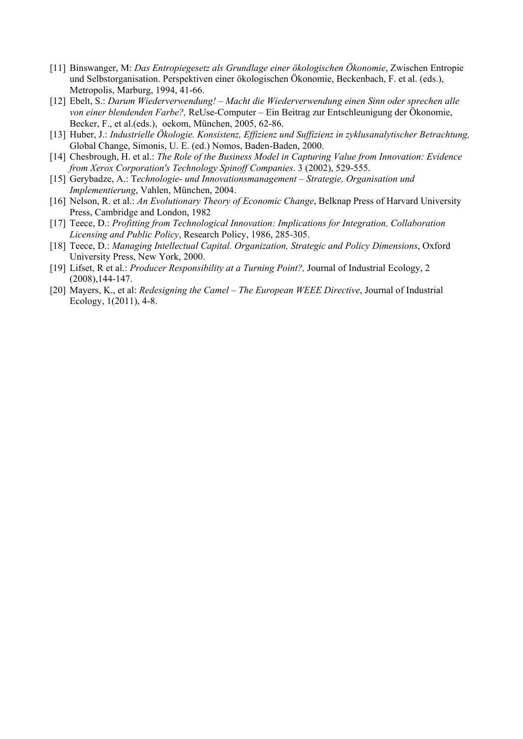[11] Binswanger, M: *Das Entropiegesetz als Grundlage einer ökologischen Ökonomie*, Zwischen Entropie und Selbstorganisation. Perspektiven einer ökologischen Ökonomie, Beckenbach, F. et al. (eds.), Metropolis, Marburg, 1994, 41-66.

[12] Ebelt, S.: *Darum Wiederverwendung! – Macht die Wiederverwendung einen Sinn oder sprechen alle von einer blendenden Farbe?,* ReUse-Computer – Ein Beitrag zur Entschleunigung der Ökonomie, Becker, F., et al.(eds.), oekom, München, 2005, 62-86.

[13] Huber, J.: *Industrielle Ökologie. Konsistenz, Effizienz und Suffizienz in zyklusanalytischer Betrachtung,* Global Change, Simonis, U. E. (ed.) Nomos, Baden-Baden, 2000.

[14] Chesbrough, H. et al.: *The Role of the Business Model in Capturing Value from Innovation: Evidence from Xerox Corporation's Technology Spinoff Companies*. 3 (2002), 529-555.

[15] Gerybadze, A.: T*echnologie- und Innovationsmanagement – Strategie, Organisation und Implementierung*, Vahlen, München, 2004.

[16] Nelson, R. et al.: *An Evolutionary Theory of Economic Change*, Belknap Press of Harvard University Press, Cambridge and London, 1982

[17] Teece, D.: *Profitting from Technological Innovation: Implications for Integration, Collaboration Licensing and Public Policy*, Research Policy, 1986, 285-305.

[18] Teece, D.: *Managing Intellectual Capital. Organization, Strategic and Policy Dimensions*, Oxford University Press, New York, 2000.

[19] Lifset, R et al.: *Producer Responsibility at a Turning Point?,* Journal of Industrial Ecology, 2 (2008),144-147.

[20] Mayers, K., et al: *Redesigning the Camel – The European WEEE Directive*, Journal of Industrial Ecology, 1(2011), 4-8.